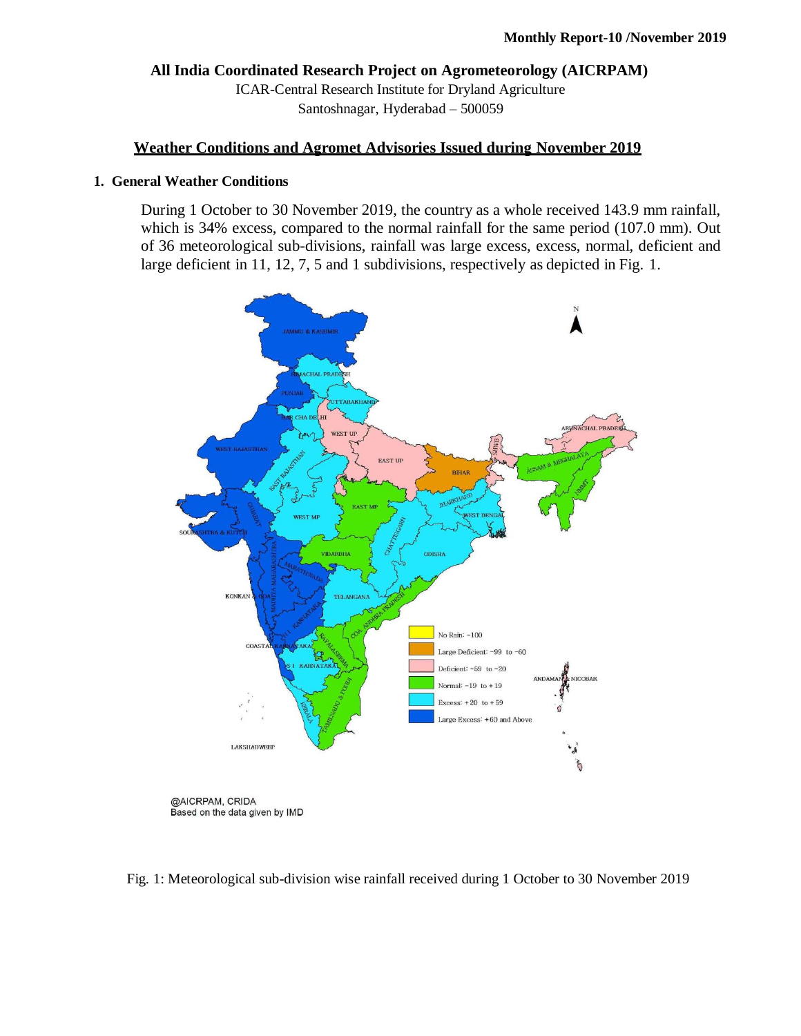Monthly Report-10 /November 2019

**All India Coordinated Research Project on Agrometeorology (AICRPAM)**

ICAR-Central Research Institute for Dryland Agriculture

Santoshnagar, Hyderabad – 500059

## Weather Conditions and Agromet Advisories Issued during November 2019

### 1. General Weather Conditions

During 1 October to 30 November 2019, the country as a whole received 143.9 mm rainfall, which is 34% excess, compared to the normal rainfall for the same period (107.0 mm). Out of 36 meteorological sub-divisions, rainfall was large excess, excess, normal, deficient and large deficient in 11, 12, 7, 5 and 1 subdivisions, respectively as depicted in Fig. 1.

@AICRPAM, CRIDA
Based on the data given by IMD

Fig. 1: Meteorological sub-division wise rainfall received during 1 October to 30 November 2019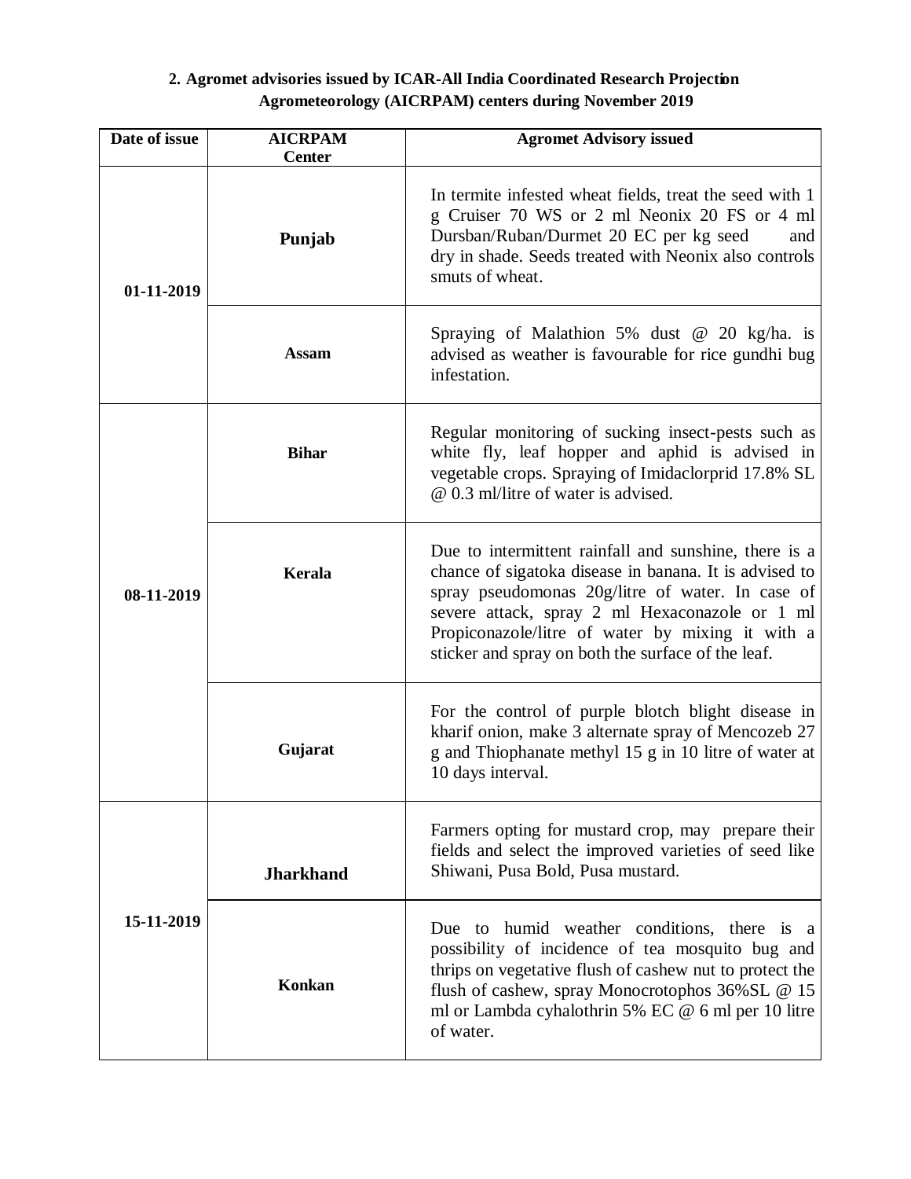## 2. Agromet advisories issued by ICAR-All India Coordinated Research Projection Agrometeorology (AICRPAM) centers during November 2019

| Date of issue | AICRPAM Center | Agromet Advisory issued |
|---|---|---|
| 01-11-2019 | **Punjab** | In termite infested wheat fields, treat the seed with 1 g Cruiser 70 WS or 2 ml Neonix 20 FS or 4 ml Dursban/Ruban/Durmet 20 EC per kg seed and dry in shade. Seeds treated with Neonix also controls smuts of wheat. |
| | **Assam** | Spraying of Malathion 5% dust @ 20 kg/ha. is advised as weather is favourable for rice gundhi bug infestation. |
| 08-11-2019 | **Bihar** | Regular monitoring of sucking insect-pests such as white fly, leaf hopper and aphid is advised in vegetable crops. Spraying of Imidaclorprid 17.8% SL @ 0.3 ml/litre of water is advised. |
| | **Kerala** | Due to intermittent rainfall and sunshine, there is a chance of sigatoka disease in banana. It is advised to spray pseudomonas 20g/litre of water. In case of severe attack, spray 2 ml Hexaconazole or 1 ml Propiconazole/litre of water by mixing it with a sticker and spray on both the surface of the leaf. |
| | **Gujarat** | For the control of purple blotch blight disease in kharif onion, make 3 alternate spray of Mencozeb 27 g and Thiophanate methyl 15 g in 10 litre of water at 10 days interval. |
| 15-11-2019 | **Jharkhand** | Farmers opting for mustard crop, may prepare their fields and select the improved varieties of seed like Shiwani, Pusa Bold, Pusa mustard. |
| | **Konkan** | Due to humid weather conditions, there is a possibility of incidence of tea mosquito bug and thrips on vegetative flush of cashew nut to protect the flush of cashew, spray Monocrotophos 36%SL @ 15 ml or Lambda cyhalothrin 5% EC @ 6 ml per 10 litre of water. |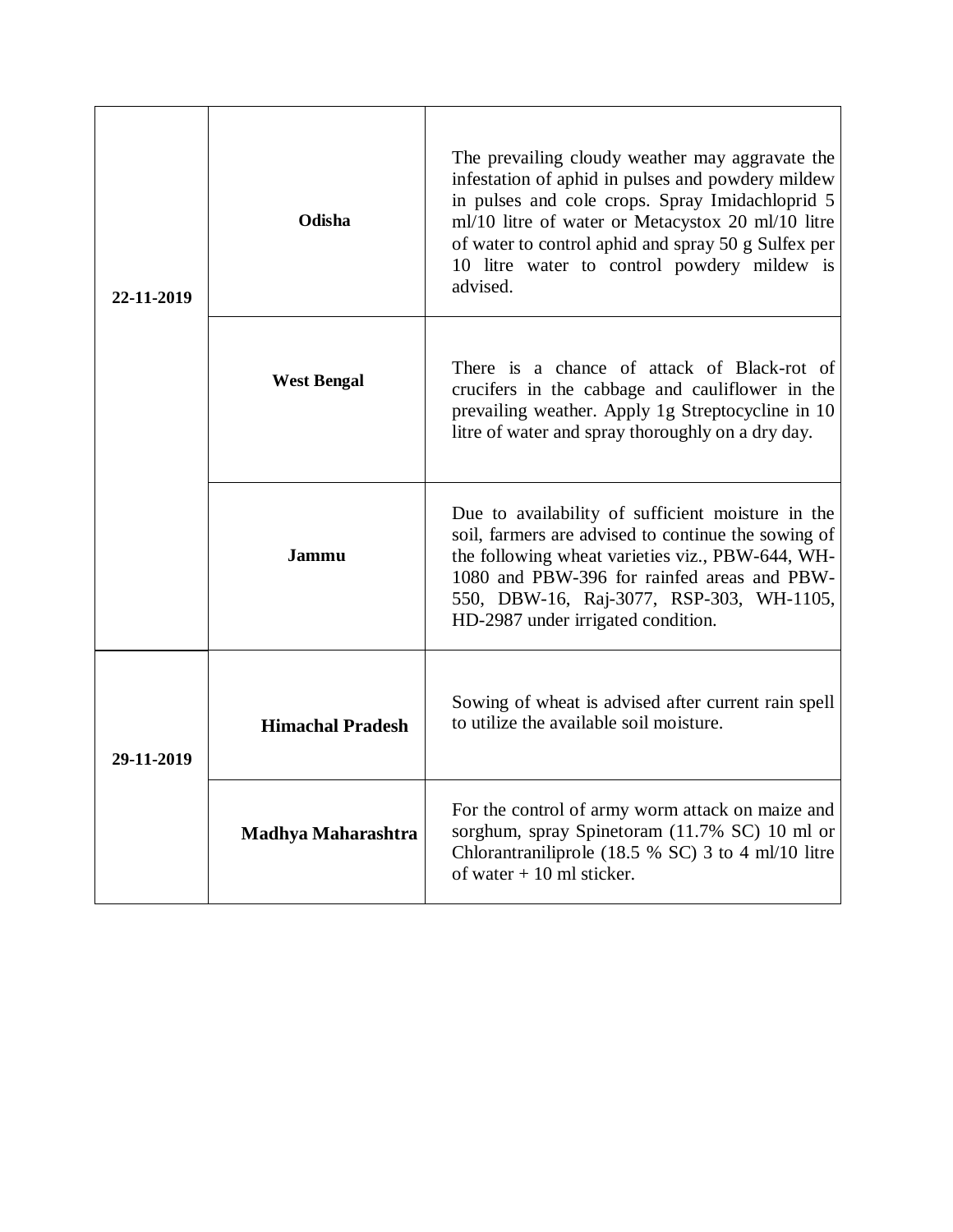| | | |
|---|---|---|
| 22-11-2019 | **Odisha** | The prevailing cloudy weather may aggravate the infestation of aphid in pulses and powdery mildew in pulses and cole crops. Spray Imidachloprid 5 ml/10 litre of water or Metacystox 20 ml/10 litre of water to control aphid and spray 50 g Sulfex per 10 litre water to control powdery mildew is advised. |
| | **West Bengal** | There is a chance of attack of Black-rot of crucifers in the cabbage and cauliflower in the prevailing weather. Apply 1g Streptocycline in 10 litre of water and spray thoroughly on a dry day. |
| | **Jammu** | Due to availability of sufficient moisture in the soil, farmers are advised to continue the sowing of the following wheat varieties viz., PBW-644, WH-1080 and PBW-396 for rainfed areas and PBW-550, DBW-16, Raj-3077, RSP-303, WH-1105, HD-2987 under irrigated condition. |
| 29-11-2019 | **Himachal Pradesh** | Sowing of wheat is advised after current rain spell to utilize the available soil moisture. |
| | **Madhya Maharashtra** | For the control of army worm attack on maize and sorghum, spray Spinetoram (11.7% SC) 10 ml or Chlorantraniliprole (18.5 % SC) 3 to 4 ml/10 litre of water + 10 ml sticker. |